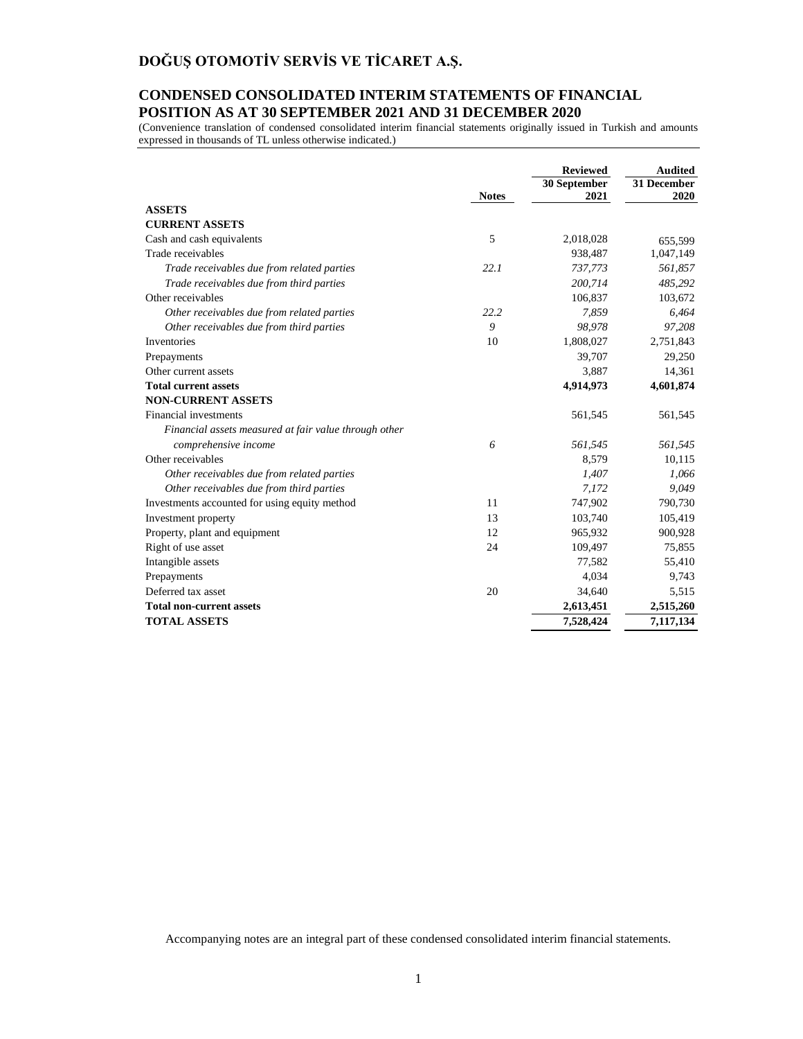# DOĞUŞ OTOMOTİV SERVİS VE TİCARET A.Ş.

## CONDENSED CONSOLIDATED INTERIM STATEMENTS OF FINANCIAL POSITION AS AT 30 SEPTEMBER 2021 AND 31 DECEMBER 2020

(Convenience translation of condensed consolidated interim financial statements originally issued in Turkish and amounts expressed in thousands of TL unless otherwise indicated.)

| | Notes | Reviewed 30 September 2021 | Audited 31 December 2020 |
|---|---|---|---|
| **ASSETS** | | | |
| **CURRENT ASSETS** | | | |
| Cash and cash equivalents | 5 | 2,018,028 | 655,599 |
| Trade receivables | | 938,487 | 1,047,149 |
| *Trade receivables due from related parties* | *22.1* | *737,773* | *561,857* |
| *Trade receivables due from third parties* | | *200,714* | *485,292* |
| Other receivables | | 106,837 | 103,672 |
| *Other receivables due from related parties* | *22.2* | *7,859* | *6,464* |
| *Other receivables due from third parties* | *9* | *98,978* | *97,208* |
| Inventories | 10 | 1,808,027 | 2,751,843 |
| Prepayments | | 39,707 | 29,250 |
| Other current assets | | 3,887 | 14,361 |
| **Total current assets** | | **4,914,973** | **4,601,874** |
| **NON-CURRENT ASSETS** | | | |
| Financial investments | | 561,545 | 561,545 |
| *Financial assets measured at fair value through other comprehensive income* | *6* | *561,545* | *561,545* |
| Other receivables | | 8,579 | 10,115 |
| *Other receivables due from related parties* | | *1,407* | *1,066* |
| *Other receivables due from third parties* | | *7,172* | *9,049* |
| Investments accounted for using equity method | 11 | 747,902 | 790,730 |
| Investment property | 13 | 103,740 | 105,419 |
| Property, plant and equipment | 12 | 965,932 | 900,928 |
| Right of use asset | 24 | 109,497 | 75,855 |
| Intangible assets | | 77,582 | 55,410 |
| Prepayments | | 4,034 | 9,743 |
| Deferred tax asset | 20 | 34,640 | 5,515 |
| **Total non-current assets** | | **2,613,451** | **2,515,260** |
| **TOTAL ASSETS** | | **7,528,424** | **7,117,134** |

Accompanying notes are an integral part of these condensed consolidated interim financial statements.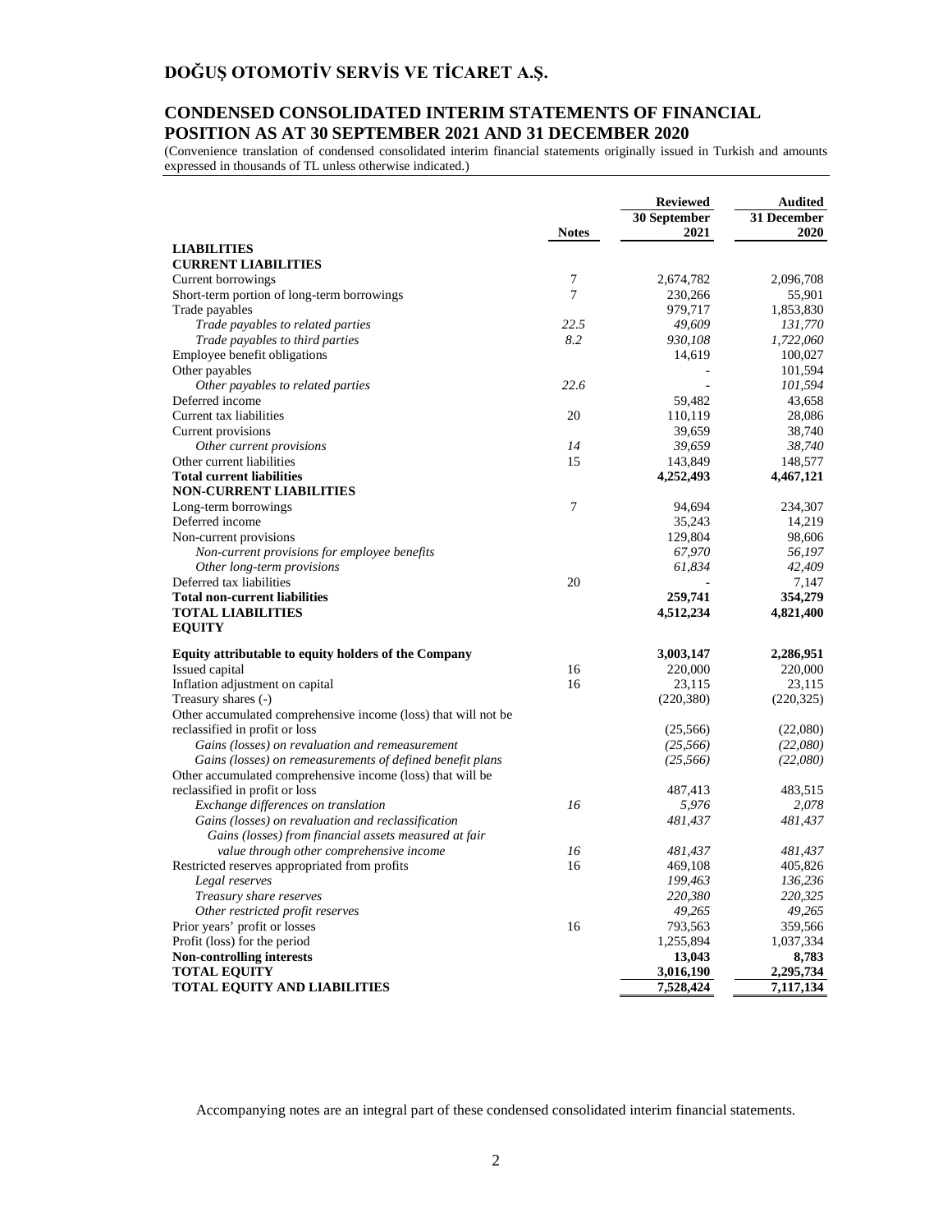# DOĞUŞ OTOMOTİV SERVİS VE TİCARET A.Ş.

## CONDENSED CONSOLIDATED INTERIM STATEMENTS OF FINANCIAL POSITION AS AT 30 SEPTEMBER 2021 AND 31 DECEMBER 2020

(Convenience translation of condensed consolidated interim financial statements originally issued in Turkish and amounts expressed in thousands of TL unless otherwise indicated.)

| | Notes | Reviewed 30 September 2021 | Audited 31 December 2020 |
|---|---|---|---|
| **LIABILITIES** | | | |
| **CURRENT LIABILITIES** | | | |
| Current borrowings | 7 | 2,674,782 | 2,096,708 |
| Short-term portion of long-term borrowings | 7 | 230,266 | 55,901 |
| Trade payables | | 979,717 | 1,853,830 |
| *Trade payables to related parties* | *22.5* | *49,609* | *131,770* |
| *Trade payables to third parties* | *8.2* | *930,108* | *1,722,060* |
| Employee benefit obligations | | 14,619 | 100,027 |
| Other payables | | - | 101,594 |
| *Other payables to related parties* | *22.6* | *-* | *101,594* |
| Deferred income | | 59,482 | 43,658 |
| Current tax liabilities | 20 | 110,119 | 28,086 |
| Current provisions | | 39,659 | 38,740 |
| *Other current provisions* | *14* | *39,659* | *38,740* |
| Other current liabilities | 15 | 143,849 | 148,577 |
| **Total current liabilities** | | **4,252,493** | **4,467,121** |
| **NON-CURRENT LIABILITIES** | | | |
| Long-term borrowings | 7 | 94,694 | 234,307 |
| Deferred income | | 35,243 | 14,219 |
| Non-current provisions | | 129,804 | 98,606 |
| *Non-current provisions for employee benefits* | | *67,970* | *56,197* |
| *Other long-term provisions* | | *61,834* | *42,409* |
| Deferred tax liabilities | 20 | - | 7,147 |
| **Total non-current liabilities** | | **259,741** | **354,279** |
| **TOTAL LIABILITIES** | | **4,512,234** | **4,821,400** |
| **EQUITY** | | | |
| **Equity attributable to equity holders of the Company** | | **3,003,147** | **2,286,951** |
| Issued capital | 16 | 220,000 | 220,000 |
| Inflation adjustment on capital | 16 | 23,115 | 23,115 |
| Treasury shares (-) | | (220,380) | (220,325) |
| Other accumulated comprehensive income (loss) that will not be reclassified in profit or loss | | (25,566) | (22,080) |
| *Gains (losses) on revaluation and remeasurement* | | *(25,566)* | *(22,080)* |
| *Gains (losses) on remeasurements of defined benefit plans* | | *(25,566)* | *(22,080)* |
| Other accumulated comprehensive income (loss) that will be reclassified in profit or loss | | 487,413 | 483,515 |
| *Exchange differences on translation* | *16* | *5,976* | *2,078* |
| *Gains (losses) on revaluation and reclassification* | | *481,437* | *481,437* |
| *Gains (losses) from financial assets measured at fair value through other comprehensive income* | *16* | *481,437* | *481,437* |
| Restricted reserves appropriated from profits | 16 | 469,108 | 405,826 |
| *Legal reserves* | | *199,463* | *136,236* |
| *Treasury share reserves* | | *220,380* | *220,325* |
| *Other restricted profit reserves* | | *49,265* | *49,265* |
| Prior years' profit or losses | 16 | 793,563 | 359,566 |
| Profit (loss) for the period | | 1,255,894 | 1,037,334 |
| **Non-controlling interests** | | **13,043** | **8,783** |
| **TOTAL EQUITY** | | **3,016,190** | **2,295,734** |
| **TOTAL EQUITY AND LIABILITIES** | | **7,528,424** | **7,117,134** |

Accompanying notes are an integral part of these condensed consolidated interim financial statements.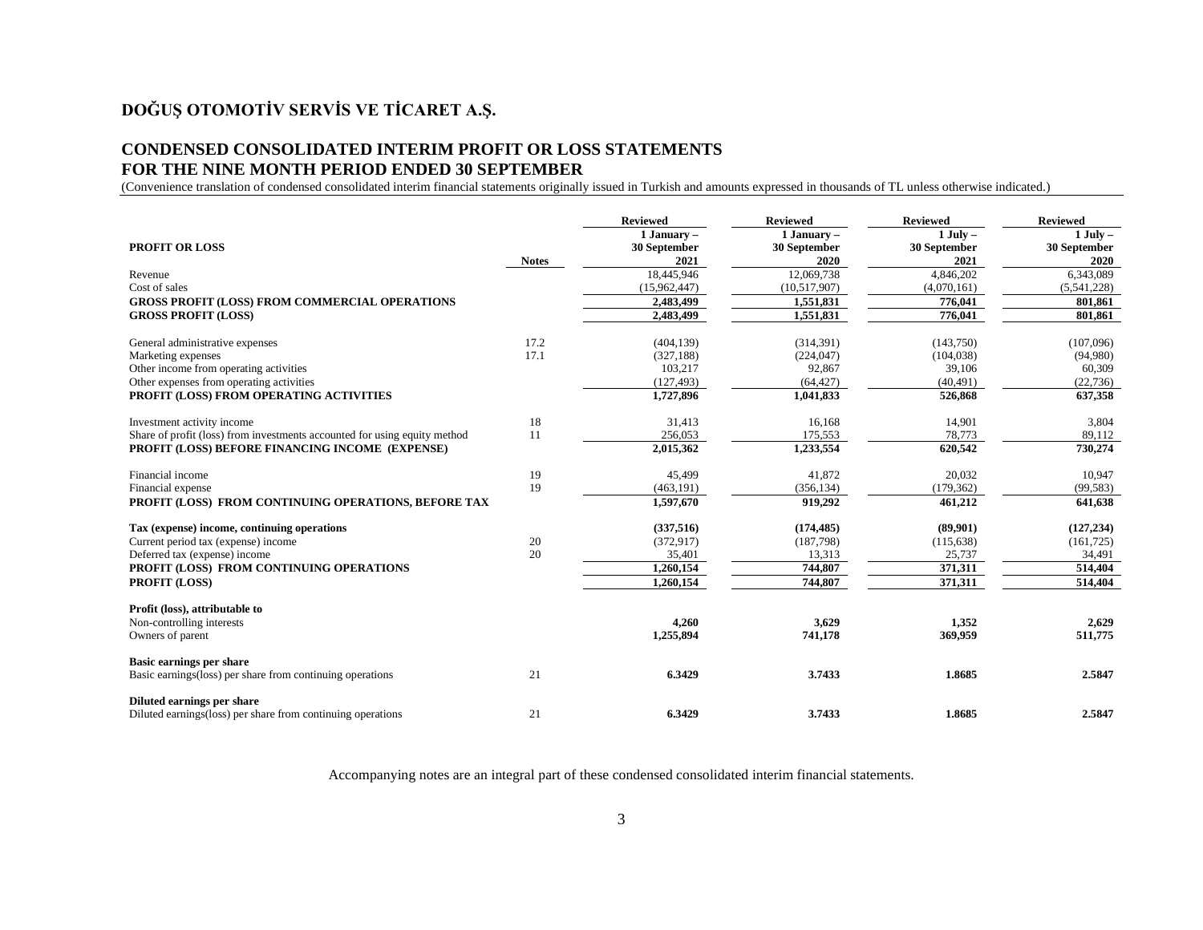# DOĞUŞ OTOMOTİV SERVİS VE TİCARET A.Ş.

## CONDENSED CONSOLIDATED INTERIM PROFIT OR LOSS STATEMENTS
## FOR THE NINE MONTH PERIOD ENDED 30 SEPTEMBER

(Convenience translation of condensed consolidated interim financial statements originally issued in Turkish and amounts expressed in thousands of TL unless otherwise indicated.)

| PROFIT OR LOSS | Notes | Reviewed 1 January – 30 September 2021 | Reviewed 1 January – 30 September 2020 | Reviewed 1 July – 30 September 2021 | Reviewed 1 July – 30 September 2020 |
|---|---|---|---|---|---|
| Revenue | | 18,445,946 | 12,069,738 | 4,846,202 | 6,343,089 |
| Cost of sales | | (15,962,447) | (10,517,907) | (4,070,161) | (5,541,228) |
| **GROSS PROFIT (LOSS) FROM COMMERCIAL OPERATIONS** | | **2,483,499** | **1,551,831** | **776,041** | **801,861** |
| **GROSS PROFIT (LOSS)** | | **2,483,499** | **1,551,831** | **776,041** | **801,861** |
| General administrative expenses | 17.2 | (404,139) | (314,391) | (143,750) | (107,096) |
| Marketing expenses | 17.1 | (327,188) | (224,047) | (104,038) | (94,980) |
| Other income from operating activities | | 103,217 | 92,867 | 39,106 | 60,309 |
| Other expenses from operating activities | | (127,493) | (64,427) | (40,491) | (22,736) |
| **PROFIT (LOSS) FROM OPERATING ACTIVITIES** | | **1,727,896** | **1,041,833** | **526,868** | **637,358** |
| Investment activity income | 18 | 31,413 | 16,168 | 14,901 | 3,804 |
| Share of profit (loss) from investments accounted for using equity method | 11 | 256,053 | 175,553 | 78,773 | 89,112 |
| **PROFIT (LOSS) BEFORE FINANCING INCOME (EXPENSE)** | | **2,015,362** | **1,233,554** | **620,542** | **730,274** |
| Financial income | 19 | 45,499 | 41,872 | 20,032 | 10,947 |
| Financial expense | 19 | (463,191) | (356,134) | (179,362) | (99,583) |
| **PROFIT (LOSS) FROM CONTINUING OPERATIONS, BEFORE TAX** | | **1,597,670** | **919,292** | **461,212** | **641,638** |
| **Tax (expense) income, continuing operations** | | **(337,516)** | **(174,485)** | **(89,901)** | **(127,234)** |
| Current period tax (expense) income | 20 | (372,917) | (187,798) | (115,638) | (161,725) |
| Deferred tax (expense) income | 20 | 35,401 | 13,313 | 25,737 | 34,491 |
| **PROFIT (LOSS) FROM CONTINUING OPERATIONS** | | **1,260,154** | **744,807** | **371,311** | **514,404** |
| **PROFIT (LOSS)** | | **1,260,154** | **744,807** | **371,311** | **514,404** |
| **Profit (loss), attributable to** | | | | | |
| Non-controlling interests | | **4,260** | **3,629** | **1,352** | **2,629** |
| Owners of parent | | **1,255,894** | **741,178** | **369,959** | **511,775** |
| **Basic earnings per share** | | | | | |
| Basic earnings(loss) per share from continuing operations | 21 | **6.3429** | **3.7433** | **1.8685** | **2.5847** |
| **Diluted earnings per share** | | | | | |
| Diluted earnings(loss) per share from continuing operations | 21 | **6.3429** | **3.7433** | **1.8685** | **2.5847** |

Accompanying notes are an integral part of these condensed consolidated interim financial statements.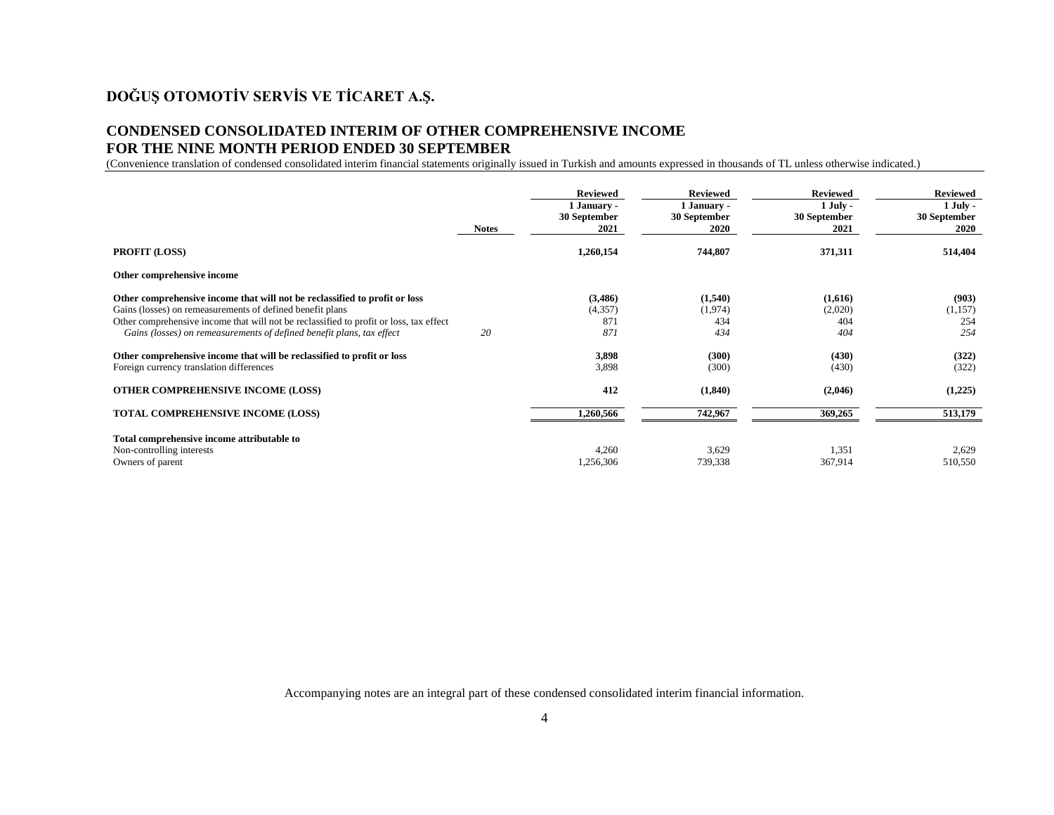# DOĞUŞ OTOMOTİV SERVİS VE TİCARET A.Ş.

## CONDENSED CONSOLIDATED INTERIM OF OTHER COMPREHENSIVE INCOME
## FOR THE NINE MONTH PERIOD ENDED 30 SEPTEMBER

(Convenience translation of condensed consolidated interim financial statements originally issued in Turkish and amounts expressed in thousands of TL unless otherwise indicated.)

| | Notes | Reviewed<br>1 January -<br>30 September<br>2021 | Reviewed<br>1 January -<br>30 September<br>2020 | Reviewed<br>1 July -<br>30 September<br>2021 | Reviewed<br>1 July -<br>30 September<br>2020 |
|---|---|---|---|---|---|
| **PROFIT (LOSS)** | | **1,260,154** | **744,807** | **371,311** | **514,404** |
| **Other comprehensive income** | | | | | |
| **Other comprehensive income that will not be reclassified to profit or loss** | | **(3,486)** | **(1,540)** | **(1,616)** | **(903)** |
| Gains (losses) on remeasurements of defined benefit plans | | (4,357) | (1,974) | (2,020) | (1,157) |
| Other comprehensive income that will not be reclassified to profit or loss, tax effect | | 871 | 434 | 404 | 254 |
| *Gains (losses) on remeasurements of defined benefit plans, tax effect* | *20* | *871* | *434* | *404* | *254* |
| **Other comprehensive income that will be reclassified to profit or loss** | | **3,898** | **(300)** | **(430)** | **(322)** |
| Foreign currency translation differences | | 3,898 | (300) | (430) | (322) |
| **OTHER COMPREHENSIVE INCOME (LOSS)** | | **412** | **(1,840)** | **(2,046)** | **(1,225)** |
| **TOTAL COMPREHENSIVE INCOME (LOSS)** | | **1,260,566** | **742,967** | **369,265** | **513,179** |
| **Total comprehensive income attributable to** | | | | | |
| Non-controlling interests | | 4,260 | 3,629 | 1,351 | 2,629 |
| Owners of parent | | 1,256,306 | 739,338 | 367,914 | 510,550 |

Accompanying notes are an integral part of these condensed consolidated interim financial information.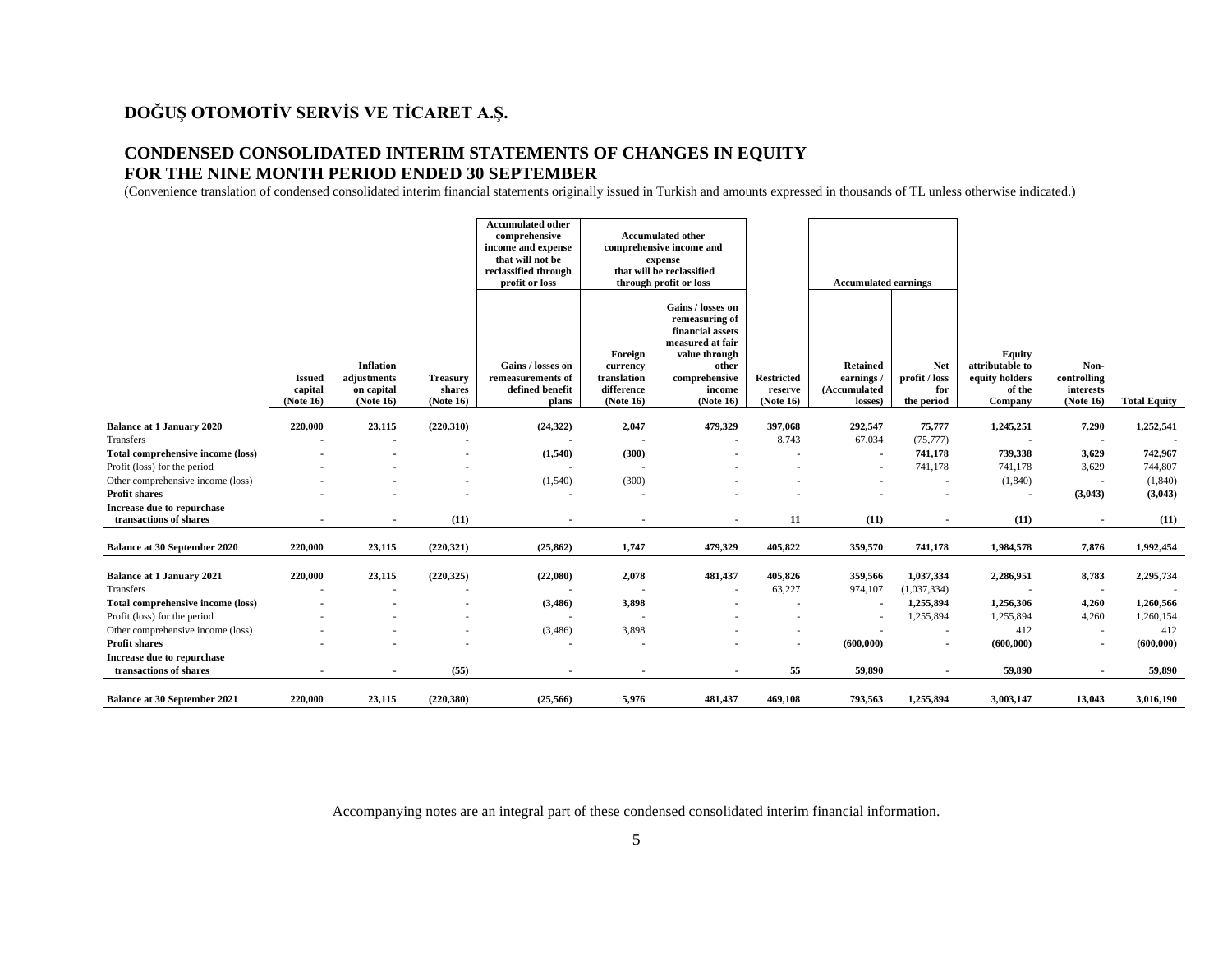# DOĞUŞ OTOMOTİV SERVİS VE TİCARET A.Ş.

## CONDENSED CONSOLIDATED INTERIM STATEMENTS OF CHANGES IN EQUITY FOR THE NINE MONTH PERIOD ENDED 30 SEPTEMBER

(Convenience translation of condensed consolidated interim financial statements originally issued in Turkish and amounts expressed in thousands of TL unless otherwise indicated.)

| | | | | Accumulated other comprehensive income and expense that will not be reclassified through profit or loss | Accumulated other comprehensive income and expense that will be reclassified through profit or loss | | | Accumulated earnings | | | | |
|---|---|---|---|---|---|---|---|---|---|---|---|---|
| | Issued capital (Note 16) | Inflation adjustments on capital (Note 16) | Treasury shares (Note 16) | Gains / losses on remeasurements of defined benefit plans | Foreign currency translation difference (Note 16) | Gains / losses on remeasuring of financial assets measured at fair value through other comprehensive income (Note 16) | Restricted reserve (Note 16) | Retained earnings / (Accumulated losses) | Net profit / loss for the period | Equity attributable to equity holders of the Company | Non-controlling interests (Note 16) | Total Equity |
| **Balance at 1 January 2020** | **220,000** | **23,115** | **(220,310)** | **(24,322)** | **2,047** | **479,329** | **397,068** | **292,547** | **75,777** | **1,245,251** | **7,290** | **1,252,541** |
| Transfers | - | - | - | - | - | - | 8,743 | 67,034 | (75,777) | - | - | - |
| **Total comprehensive income (loss)** | **-** | **-** | **-** | **(1,540)** | **(300)** | **-** | **-** | **-** | **741,178** | **739,338** | **3,629** | **742,967** |
| Profit (loss) for the period | - | - | - | - | - | - | - | - | 741,178 | 741,178 | 3,629 | 744,807 |
| Other comprehensive income (loss) | - | - | - | (1,540) | (300) | - | - | - | - | (1,840) | - | (1,840) |
| **Profit shares** | **-** | **-** | **-** | **-** | **-** | **-** | **-** | **-** | **-** | **-** | **(3,043)** | **(3,043)** |
| **Increase due to repurchase transactions of shares** | **-** | **-** | **(11)** | **-** | **-** | **-** | **11** | **(11)** | **-** | **(11)** | **-** | **(11)** |
| **Balance at 30 September 2020** | **220,000** | **23,115** | **(220,321)** | **(25,862)** | **1,747** | **479,329** | **405,822** | **359,570** | **741,178** | **1,984,578** | **7,876** | **1,992,454** |
| **Balance at 1 January 2021** | **220,000** | **23,115** | **(220,325)** | **(22,080)** | **2,078** | **481,437** | **405,826** | **359,566** | **1,037,334** | **2,286,951** | **8,783** | **2,295,734** |
| Transfers | - | - | - | - | - | - | 63,227 | 974,107 | (1,037,334) | - | - | - |
| **Total comprehensive income (loss)** | **-** | **-** | **-** | **(3,486)** | **3,898** | **-** | **-** | **-** | **1,255,894** | **1,256,306** | **4,260** | **1,260,566** |
| Profit (loss) for the period | - | - | - | - | - | - | - | - | 1,255,894 | 1,255,894 | 4,260 | 1,260,154 |
| Other comprehensive income (loss) | - | - | - | (3,486) | 3,898 | - | - | - | - | 412 | - | 412 |
| **Profit shares** | **-** | **-** | **-** | **-** | **-** | **-** | **-** | **(600,000)** | **-** | **(600,000)** | **-** | **(600,000)** |
| **Increase due to repurchase transactions of shares** | **-** | **-** | **(55)** | **-** | **-** | **-** | **55** | **59,890** | **-** | **59,890** | **-** | **59,890** |
| **Balance at 30 September 2021** | **220,000** | **23,115** | **(220,380)** | **(25,566)** | **5,976** | **481,437** | **469,108** | **793,563** | **1,255,894** | **3,003,147** | **13,043** | **3,016,190** |

Accompanying notes are an integral part of these condensed consolidated interim financial information.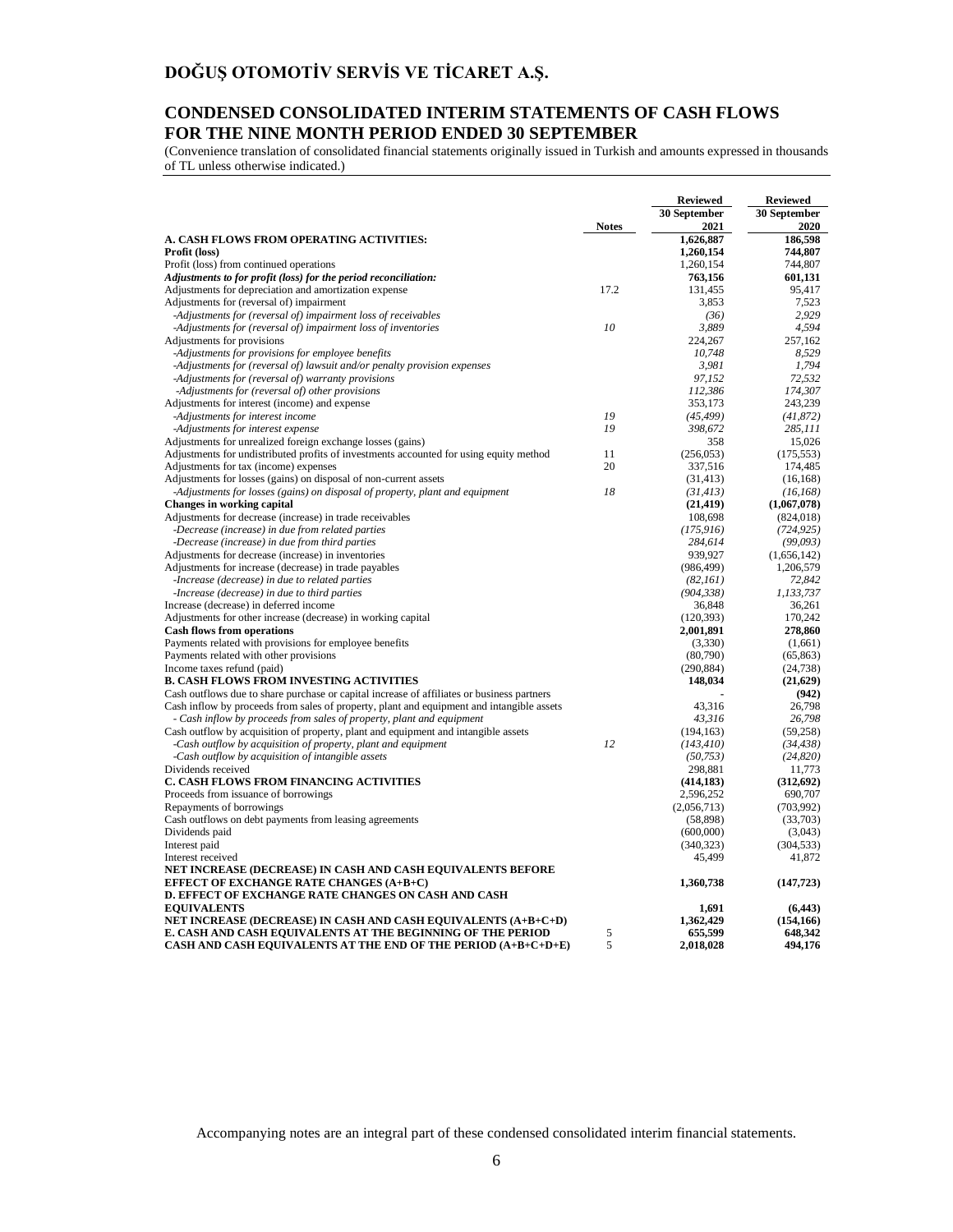# DOĞUŞ OTOMOTİV SERVİS VE TİCARET A.Ş.

## CONDENSED CONSOLIDATED INTERIM STATEMENTS OF CASH FLOWS FOR THE NINE MONTH PERIOD ENDED 30 SEPTEMBER

(Convenience translation of consolidated financial statements originally issued in Turkish and amounts expressed in thousands of TL unless otherwise indicated.)

| | Notes | Reviewed 30 September 2021 | Reviewed 30 September 2020 |
|---|---|---|---|
| **A. CASH FLOWS FROM OPERATING ACTIVITIES:** | | **1,626,887** | **186,598** |
| **Profit (loss)** | | **1,260,154** | **744,807** |
| Profit (loss) from continued operations | | 1,260,154 | 744,807 |
| ***Adjustments to for profit (loss) for the period reconciliation:*** | | **763,156** | **601,131** |
| Adjustments for depreciation and amortization expense | 17.2 | 131,455 | 95,417 |
| Adjustments for (reversal of) impairment | | 3,853 | 7,523 |
| *-Adjustments for (reversal of) impairment loss of receivables* | | *(36)* | *2,929* |
| *-Adjustments for (reversal of) impairment loss of inventories* | *10* | *3,889* | *4,594* |
| Adjustments for provisions | | 224,267 | 257,162 |
| *-Adjustments for provisions for employee benefits* | | *10,748* | *8,529* |
| *-Adjustments for (reversal of) lawsuit and/or penalty provision expenses* | | *3,981* | *1,794* |
| *-Adjustments for (reversal of) warranty provisions* | | *97,152* | *72,532* |
| *-Adjustments for (reversal of) other provisions* | | *112,386* | *174,307* |
| Adjustments for interest (income) and expense | | 353,173 | 243,239 |
| *-Adjustments for interest income* | *19* | *(45,499)* | *(41,872)* |
| *-Adjustments for interest expense* | *19* | *398,672* | *285,111* |
| Adjustments for unrealized foreign exchange losses (gains) | | 358 | 15,026 |
| Adjustments for undistributed profits of investments accounted for using equity method | 11 | (256,053) | (175,553) |
| Adjustments for tax (income) expenses | 20 | 337,516 | 174,485 |
| Adjustments for losses (gains) on disposal of non-current assets | | (31,413) | (16,168) |
| *-Adjustments for losses (gains) on disposal of property, plant and equipment* | *18* | *(31,413)* | *(16,168)* |
| **Changes in working capital** | | **(21,419)** | **(1,067,078)** |
| Adjustments for decrease (increase) in trade receivables | | 108,698 | (824,018) |
| *-Decrease (increase) in due from related parties* | | *(175,916)* | *(724,925)* |
| *-Decrease (increase) in due from third parties* | | *284,614* | *(99,093)* |
| Adjustments for decrease (increase) in inventories | | 939,927 | (1,656,142) |
| Adjustments for increase (decrease) in trade payables | | (986,499) | 1,206,579 |
| *-Increase (decrease) in due to related parties* | | *(82,161)* | *72,842* |
| *-Increase (decrease) in due to third parties* | | *(904,338)* | *1,133,737* |
| Increase (decrease) in deferred income | | 36,848 | 36,261 |
| Adjustments for other increase (decrease) in working capital | | (120,393) | 170,242 |
| **Cash flows from operations** | | **2,001,891** | **278,860** |
| Payments related with provisions for employee benefits | | (3,330) | (1,661) |
| Payments related with other provisions | | (80,790) | (65,863) |
| Income taxes refund (paid) | | (290,884) | (24,738) |
| **B. CASH FLOWS FROM INVESTING ACTIVITIES** | | **148,034** | **(21,629)** |
| Cash outflows due to share purchase or capital increase of affiliates or business partners | | - | **(942)** |
| Cash inflow by proceeds from sales of property, plant and equipment and intangible assets | | 43,316 | 26,798 |
| *- Cash inflow by proceeds from sales of property, plant and equipment* | | *43,316* | *26,798* |
| Cash outflow by acquisition of property, plant and equipment and intangible assets | | (194,163) | (59,258) |
| *-Cash outflow by acquisition of property, plant and equipment* | *12* | *(143,410)* | *(34,438)* |
| *-Cash outflow by acquisition of intangible assets* | | *(50,753)* | *(24,820)* |
| Dividends received | | 298,881 | 11,773 |
| **C. CASH FLOWS FROM FINANCING ACTIVITIES** | | **(414,183)** | **(312,692)** |
| Proceeds from issuance of borrowings | | 2,596,252 | 690,707 |
| Repayments of borrowings | | (2,056,713) | (703,992) |
| Cash outflows on debt payments from leasing agreements | | (58,898) | (33,703) |
| Dividends paid | | (600,000) | (3,043) |
| Interest paid | | (340,323) | (304,533) |
| Interest received | | 45,499 | 41,872 |
| **NET INCREASE (DECREASE) IN CASH AND CASH EQUIVALENTS BEFORE EFFECT OF EXCHANGE RATE CHANGES (A+B+C)** | | **1,360,738** | **(147,723)** |
| **D. EFFECT OF EXCHANGE RATE CHANGES ON CASH AND CASH EQUIVALENTS** | | **1,691** | **(6,443)** |
| **NET INCREASE (DECREASE) IN CASH AND CASH EQUIVALENTS (A+B+C+D)** | | **1,362,429** | **(154,166)** |
| **E. CASH AND CASH EQUIVALENTS AT THE BEGINNING OF THE PERIOD** | 5 | **655,599** | **648,342** |
| **CASH AND CASH EQUIVALENTS AT THE END OF THE PERIOD (A+B+C+D+E)** | 5 | **2,018,028** | **494,176** |

Accompanying notes are an integral part of these condensed consolidated interim financial statements.